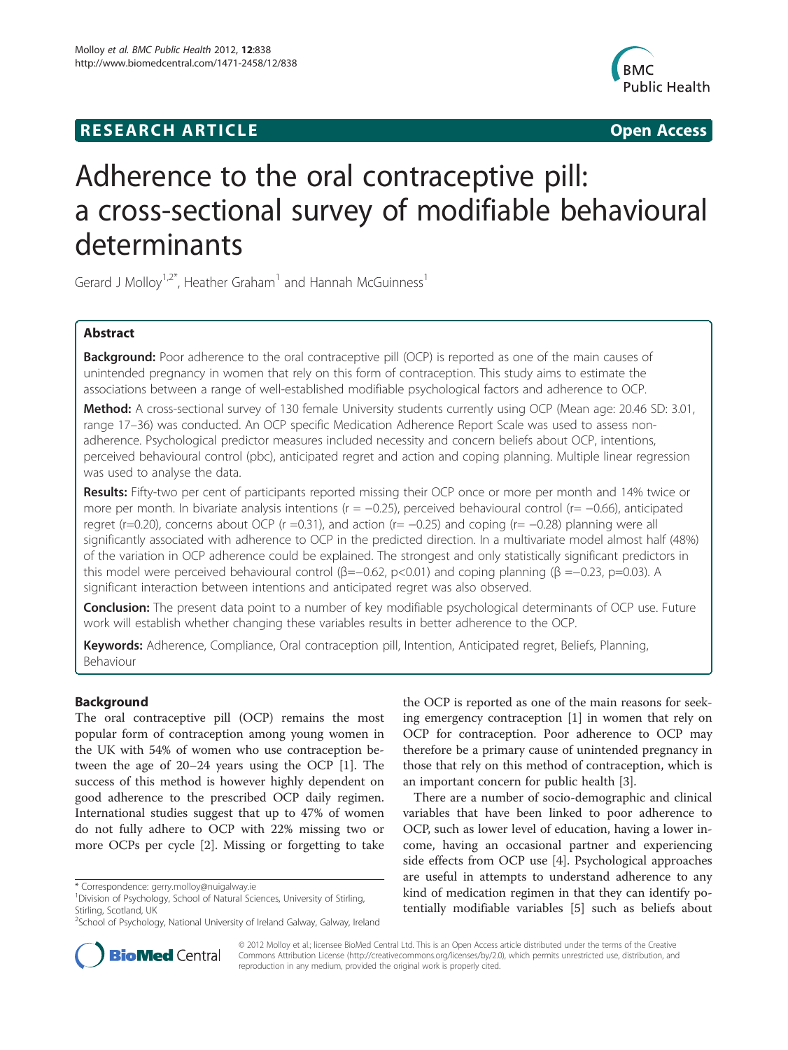**RESEARCH ARTICLE** **Open Access**

# Adherence to the oral contraceptive pill: a cross-sectional survey of modifiable behavioural determinants

Gerard J Molloy[1,2*], Heather Graham[1] and Hannah McGuinness[1]

## Abstract

**Background:** Poor adherence to the oral contraceptive pill (OCP) is reported as one of the main causes of unintended pregnancy in women that rely on this form of contraception. This study aims to estimate the associations between a range of well-established modifiable psychological factors and adherence to OCP.

**Method:** A cross-sectional survey of 130 female University students currently using OCP (Mean age: 20.46 SD: 3.01, range 17–36) was conducted. An OCP specific Medication Adherence Report Scale was used to assess non-adherence. Psychological predictor measures included necessity and concern beliefs about OCP, intentions, perceived behavioural control (pbc), anticipated regret and action and coping planning. Multiple linear regression was used to analyse the data.

**Results:** Fifty-two per cent of participants reported missing their OCP once or more per month and 14% twice or more per month. In bivariate analysis intentions ($r = -0.25$), perceived behavioural control ($r = -0.66$), anticipated regret ($r = 0.20$), concerns about OCP ($r = 0.31$), and action ($r = -0.25$) and coping ($r = -0.28$) planning were all significantly associated with adherence to OCP in the predicted direction. In a multivariate model almost half (48%) of the variation in OCP adherence could be explained. The strongest and only statistically significant predictors in this model were perceived behavioural control ($\beta = -0.62$, $p < 0.01$) and coping planning ($\beta = -0.23$, $p = 0.03$). A significant interaction between intentions and anticipated regret was also observed.

**Conclusion:** The present data point to a number of key modifiable psychological determinants of OCP use. Future work will establish whether changing these variables results in better adherence to the OCP.

**Keywords:** Adherence, Compliance, Oral contraception pill, Intention, Anticipated regret, Beliefs, Planning, Behaviour

## Background

The oral contraceptive pill (OCP) remains the most popular form of contraception among young women in the UK with 54% of women who use contraception between the age of 20–24 years using the OCP [1]. The success of this method is however highly dependent on good adherence to the prescribed OCP daily regimen. International studies suggest that up to 47% of women do not fully adhere to OCP with 22% missing two or more OCPs per cycle [2]. Missing or forgetting to take the OCP is reported as one of the main reasons for seeking emergency contraception [1] in women that rely on OCP for contraception. Poor adherence to OCP may therefore be a primary cause of unintended pregnancy in those that rely on this method of contraception, which is an important concern for public health [3].

There are a number of socio-demographic and clinical variables that have been linked to poor adherence to OCP, such as lower level of education, having a lower income, having an occasional partner and experiencing side effects from OCP use [4]. Psychological approaches are useful in attempts to understand adherence to any kind of medication regimen in that they can identify potentially modifiable variables [5] such as beliefs about

\* Correspondence: gerry.molloy@nuigalway.ie
[1]Division of Psychology, School of Natural Sciences, University of Stirling, Stirling, Scotland, UK
[2]School of Psychology, National University of Ireland Galway, Galway, Ireland

© 2012 Molloy et al.; licensee BioMed Central Ltd. This is an Open Access article distributed under the terms of the Creative Commons Attribution License (http://creativecommons.org/licenses/by/2.0), which permits unrestricted use, distribution, and reproduction in any medium, provided the original work is properly cited.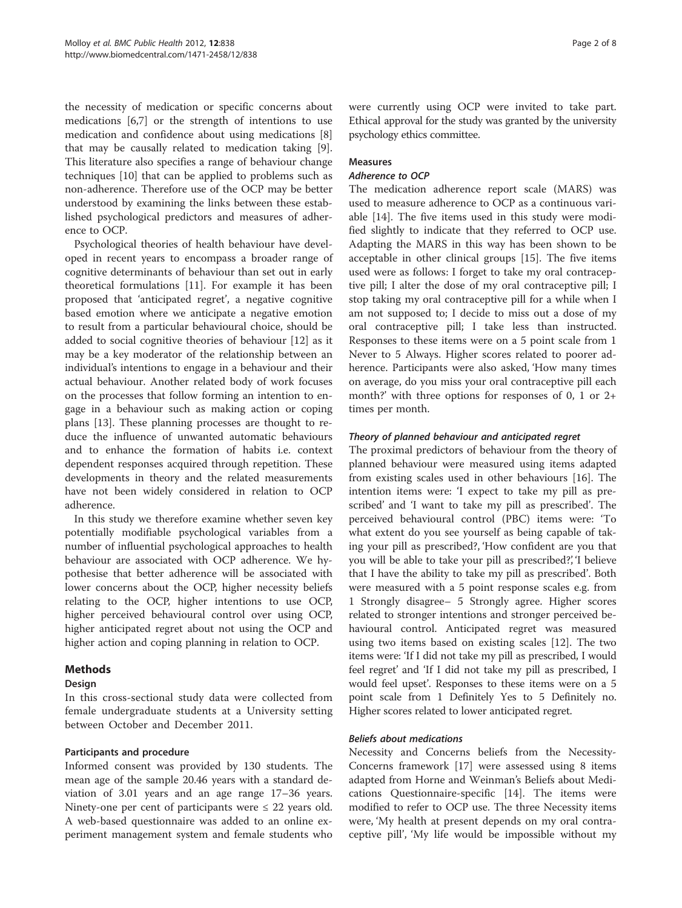the necessity of medication or specific concerns about medications [6,7] or the strength of intentions to use medication and confidence about using medications [8] that may be causally related to medication taking [9]. This literature also specifies a range of behaviour change techniques [10] that can be applied to problems such as non-adherence. Therefore use of the OCP may be better understood by examining the links between these established psychological predictors and measures of adherence to OCP.

Psychological theories of health behaviour have developed in recent years to encompass a broader range of cognitive determinants of behaviour than set out in early theoretical formulations [11]. For example it has been proposed that 'anticipated regret', a negative cognitive based emotion where we anticipate a negative emotion to result from a particular behavioural choice, should be added to social cognitive theories of behaviour [12] as it may be a key moderator of the relationship between an individual's intentions to engage in a behaviour and their actual behaviour. Another related body of work focuses on the processes that follow forming an intention to engage in a behaviour such as making action or coping plans [13]. These planning processes are thought to reduce the influence of unwanted automatic behaviours and to enhance the formation of habits i.e. context dependent responses acquired through repetition. These developments in theory and the related measurements have not been widely considered in relation to OCP adherence.

In this study we therefore examine whether seven key potentially modifiable psychological variables from a number of influential psychological approaches to health behaviour are associated with OCP adherence. We hypothesise that better adherence will be associated with lower concerns about the OCP, higher necessity beliefs relating to the OCP, higher intentions to use OCP, higher perceived behavioural control over using OCP, higher anticipated regret about not using the OCP and higher action and coping planning in relation to OCP.

## Methods

### Design

In this cross-sectional study data were collected from female undergraduate students at a University setting between October and December 2011.

### Participants and procedure

Informed consent was provided by 130 students. The mean age of the sample 20.46 years with a standard deviation of 3.01 years and an age range 17–36 years. Ninety-one per cent of participants were ≤ 22 years old. A web-based questionnaire was added to an online experiment management system and female students who were currently using OCP were invited to take part. Ethical approval for the study was granted by the university psychology ethics committee.

### Measures

#### *Adherence to OCP*

The medication adherence report scale (MARS) was used to measure adherence to OCP as a continuous variable [14]. The five items used in this study were modified slightly to indicate that they referred to OCP use. Adapting the MARS in this way has been shown to be acceptable in other clinical groups [15]. The five items used were as follows: I forget to take my oral contraceptive pill; I alter the dose of my oral contraceptive pill; I stop taking my oral contraceptive pill for a while when I am not supposed to; I decide to miss out a dose of my oral contraceptive pill; I take less than instructed. Responses to these items were on a 5 point scale from 1 Never to 5 Always. Higher scores related to poorer adherence. Participants were also asked, 'How many times on average, do you miss your oral contraceptive pill each month?' with three options for responses of 0, 1 or 2+ times per month.

#### *Theory of planned behaviour and anticipated regret*

The proximal predictors of behaviour from the theory of planned behaviour were measured using items adapted from existing scales used in other behaviours [16]. The intention items were: 'I expect to take my pill as prescribed' and 'I want to take my pill as prescribed'. The perceived behavioural control (PBC) items were: 'To what extent do you see yourself as being capable of taking your pill as prescribed?, 'How confident are you that you will be able to take your pill as prescribed?', 'I believe that I have the ability to take my pill as prescribed'. Both were measured with a 5 point response scales e.g. from 1 Strongly disagree– 5 Strongly agree. Higher scores related to stronger intentions and stronger perceived behavioural control. Anticipated regret was measured using two items based on existing scales [12]. The two items were: 'If I did not take my pill as prescribed, I would feel regret' and 'If I did not take my pill as prescribed, I would feel upset'. Responses to these items were on a 5 point scale from 1 Definitely Yes to 5 Definitely no. Higher scores related to lower anticipated regret.

#### *Beliefs about medications*

Necessity and Concerns beliefs from the Necessity-Concerns framework [17] were assessed using 8 items adapted from Horne and Weinman's Beliefs about Medications Questionnaire-specific [14]. The items were modified to refer to OCP use. The three Necessity items were, 'My health at present depends on my oral contraceptive pill', 'My life would be impossible without my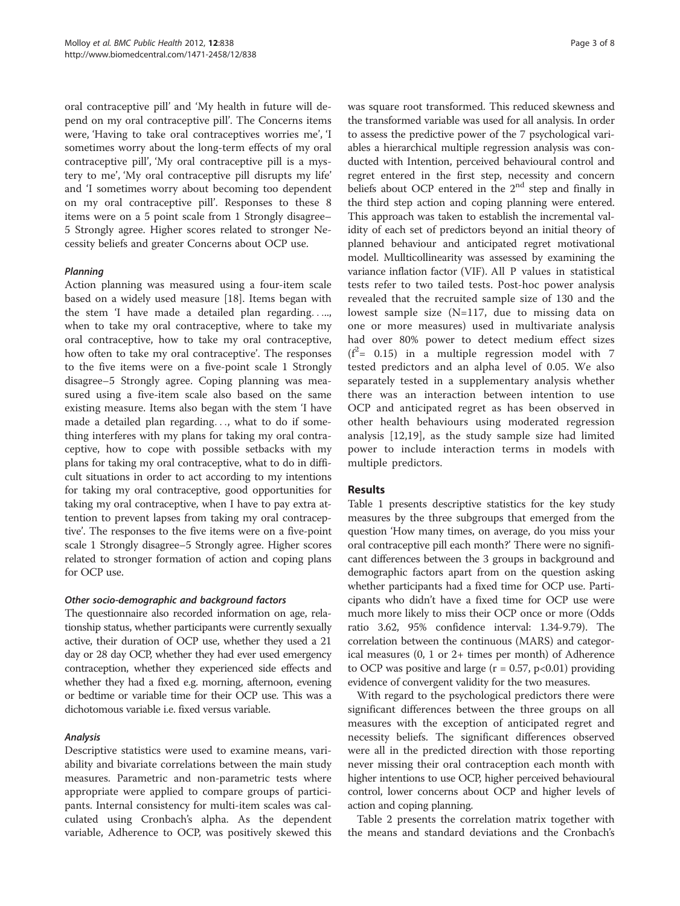oral contraceptive pill' and 'My health in future will depend on my oral contraceptive pill'. The Concerns items were, 'Having to take oral contraceptives worries me', 'I sometimes worry about the long-term effects of my oral contraceptive pill', 'My oral contraceptive pill is a mystery to me', 'My oral contraceptive pill disrupts my life' and 'I sometimes worry about becoming too dependent on my oral contraceptive pill'. Responses to these 8 items were on a 5 point scale from 1 Strongly disagree– 5 Strongly agree. Higher scores related to stronger Necessity beliefs and greater Concerns about OCP use.

#### Planning

Action planning was measured using a four-item scale based on a widely used measure [18]. Items began with the stem 'I have made a detailed plan regarding….., when to take my oral contraceptive, where to take my oral contraceptive, how to take my oral contraceptive, how often to take my oral contraceptive'. The responses to the five items were on a five-point scale 1 Strongly disagree–5 Strongly agree. Coping planning was measured using a five-item scale also based on the same existing measure. Items also began with the stem 'I have made a detailed plan regarding…, what to do if something interferes with my plans for taking my oral contraceptive, how to cope with possible setbacks with my plans for taking my oral contraceptive, what to do in difficult situations in order to act according to my intentions for taking my oral contraceptive, good opportunities for taking my oral contraceptive, when I have to pay extra attention to prevent lapses from taking my oral contraceptive'. The responses to the five items were on a five-point scale 1 Strongly disagree–5 Strongly agree. Higher scores related to stronger formation of action and coping plans for OCP use.

#### Other socio-demographic and background factors

The questionnaire also recorded information on age, relationship status, whether participants were currently sexually active, their duration of OCP use, whether they used a 21 day or 28 day OCP, whether they had ever used emergency contraception, whether they experienced side effects and whether they had a fixed e.g. morning, afternoon, evening or bedtime or variable time for their OCP use. This was a dichotomous variable i.e. fixed versus variable.

#### Analysis

Descriptive statistics were used to examine means, variability and bivariate correlations between the main study measures. Parametric and non-parametric tests where appropriate were applied to compare groups of participants. Internal consistency for multi-item scales was calculated using Cronbach's alpha. As the dependent variable, Adherence to OCP, was positively skewed this was square root transformed. This reduced skewness and the transformed variable was used for all analysis. In order to assess the predictive power of the 7 psychological variables a hierarchical multiple regression analysis was conducted with Intention, perceived behavioural control and regret entered in the first step, necessity and concern beliefs about OCP entered in the 2nd step and finally in the third step action and coping planning were entered. This approach was taken to establish the incremental validity of each set of predictors beyond an initial theory of planned behaviour and anticipated regret motivational model. Mullticollinearity was assessed by examining the variance inflation factor (VIF). All P values in statistical tests refer to two tailed tests. Post-hoc power analysis revealed that the recruited sample size of 130 and the lowest sample size (N=117, due to missing data on one or more measures) used in multivariate analysis had over 80% power to detect medium effect sizes ($f^2$= 0.15) in a multiple regression model with 7 tested predictors and an alpha level of 0.05. We also separately tested in a supplementary analysis whether there was an interaction between intention to use OCP and anticipated regret as has been observed in other health behaviours using moderated regression analysis [12,19], as the study sample size had limited power to include interaction terms in models with multiple predictors.

## Results

Table 1 presents descriptive statistics for the key study measures by the three subgroups that emerged from the question 'How many times, on average, do you miss your oral contraceptive pill each month?' There were no significant differences between the 3 groups in background and demographic factors apart from on the question asking whether participants had a fixed time for OCP use. Participants who didn't have a fixed time for OCP use were much more likely to miss their OCP once or more (Odds ratio 3.62, 95% confidence interval: 1.34-9.79). The correlation between the continuous (MARS) and categorical measures (0, 1 or 2+ times per month) of Adherence to OCP was positive and large ($r = 0.57$, $p<0.01$) providing evidence of convergent validity for the two measures.

With regard to the psychological predictors there were significant differences between the three groups on all measures with the exception of anticipated regret and necessity beliefs. The significant differences observed were all in the predicted direction with those reporting never missing their oral contraception each month with higher intentions to use OCP, higher perceived behavioural control, lower concerns about OCP and higher levels of action and coping planning.

Table 2 presents the correlation matrix together with the means and standard deviations and the Cronbach's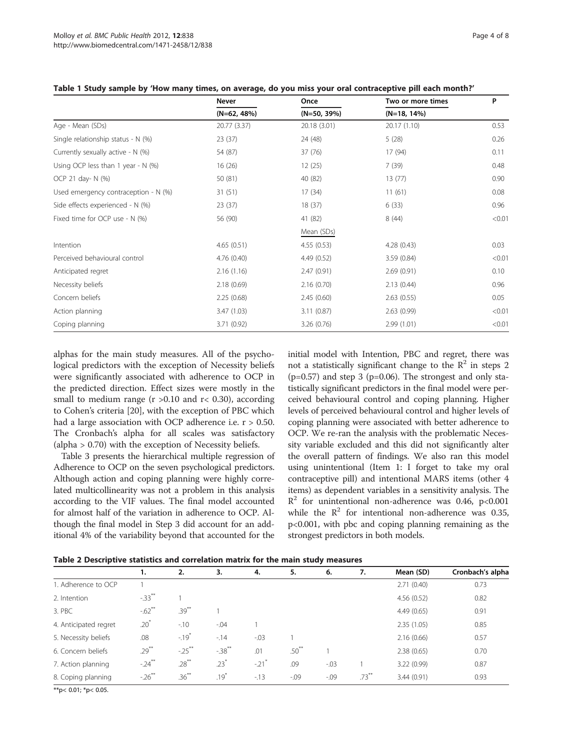**Table 1 Study sample by 'How many times, on average, do you miss your oral contraceptive pill each month?'**

| | Never | Once | Two or more times | P |
|---|---|---|---|---|
| | (N=62, 48%) | (N=50, 39%) | (N=18, 14%) | |
| Age - Mean (SDs) | 20.77 (3.37) | 20.18 (3.01) | 20.17 (1.10) | 0.53 |
| Single relationship status - N (%) | 23 (37) | 24 (48) | 5 (28) | 0.26 |
| Currently sexually active - N (%) | 54 (87) | 37 (76) | 17 (94) | 0.11 |
| Using OCP less than 1 year - N (%) | 16 (26) | 12 (25) | 7 (39) | 0.48 |
| OCP 21 day- N (%) | 50 (81) | 40 (82) | 13 (77) | 0.90 |
| Used emergency contraception - N (%) | 31 (51) | 17 (34) | 11 (61) | 0.08 |
| Side effects experienced - N (%) | 23 (37) | 18 (37) | 6 (33) | 0.96 |
| Fixed time for OCP use - N (%) | 56 (90) | 41 (82) | 8 (44) | <0.01 |
| | | Mean (SDs) | | |
| Intention | 4.65 (0.51) | 4.55 (0.53) | 4.28 (0.43) | 0.03 |
| Perceived behavioural control | 4.76 (0.40) | 4.49 (0.52) | 3.59 (0.84) | <0.01 |
| Anticipated regret | 2.16 (1.16) | 2.47 (0.91) | 2.69 (0.91) | 0.10 |
| Necessity beliefs | 2.18 (0.69) | 2.16 (0.70) | 2.13 (0.44) | 0.96 |
| Concern beliefs | 2.25 (0.68) | 2.45 (0.60) | 2.63 (0.55) | 0.05 |
| Action planning | 3.47 (1.03) | 3.11 (0.87) | 2.63 (0.99) | <0.01 |
| Coping planning | 3.71 (0.92) | 3.26 (0.76) | 2.99 (1.01) | <0.01 |

alphas for the main study measures. All of the psychological predictors with the exception of Necessity beliefs were significantly associated with adherence to OCP in the predicted direction. Effect sizes were mostly in the small to medium range ($r > 0.10$ and $r < 0.30$), according to Cohen's criteria [20], with the exception of PBC which had a large association with OCP adherence i.e. $r > 0.50$. The Cronbach's alpha for all scales was satisfactory (alpha > 0.70) with the exception of Necessity beliefs.

Table 3 presents the hierarchical multiple regression of Adherence to OCP on the seven psychological predictors. Although action and coping planning were highly correlated multicollinearity was not a problem in this analysis according to the VIF values. The final model accounted for almost half of the variation in adherence to OCP. Although the final model in Step 3 did account for an additional 4% of the variability beyond that accounted for the initial model with Intention, PBC and regret, there was not a statistically significant change to the $R^2$ in steps 2 ($p=0.57$) and step 3 ($p=0.06$). The strongest and only statistically significant predictors in the final model were perceived behavioural control and coping planning. Higher levels of perceived behavioural control and higher levels of coping planning were associated with better adherence to OCP. We re-ran the analysis with the problematic Necessity variable excluded and this did not significantly alter the overall pattern of findings. We also ran this model using unintentional (Item 1: I forget to take my oral contraceptive pill) and intentional MARS items (other 4 items) as dependent variables in a sensitivity analysis. The $R^2$ for unintentional non-adherence was 0.46, $p<0.001$ while the $R^2$ for intentional non-adherence was 0.35, $p<0.001$, with pbc and coping planning remaining as the strongest predictors in both models.

**Table 2 Descriptive statistics and correlation matrix for the main study measures**

| | 1. | 2. | 3. | 4. | 5. | 6. | 7. | Mean (SD) | Cronbach's alpha |
|---|---|---|---|---|---|---|---|---|---|
| 1. Adherence to OCP | 1 | | | | | | | 2.71 (0.40) | 0.73 |
| 2. Intention | -.33** | 1 | | | | | | 4.56 (0.52) | 0.82 |
| 3. PBC | -.62** | .39** | 1 | | | | | 4.49 (0.65) | 0.91 |
| 4. Anticipated regret | .20* | -.10 | -.04 | 1 | | | | 2.35 (1.05) | 0.85 |
| 5. Necessity beliefs | .08 | -.19* | -.14 | -.03 | 1 | | | 2.16 (0.66) | 0.57 |
| 6. Concern beliefs | .29** | -.25** | -.38** | .01 | .50** | 1 | | 2.38 (0.65) | 0.70 |
| 7. Action planning | -.24** | .28** | .23* | -.21* | .09 | -.03 | 1 | 3.22 (0.99) | 0.87 |
| 8. Coping planning | -.26** | .36** | .19* | -.13 | -.09 | -.09 | .73** | 3.44 (0.91) | 0.93 |

**p< 0.01; *p< 0.05.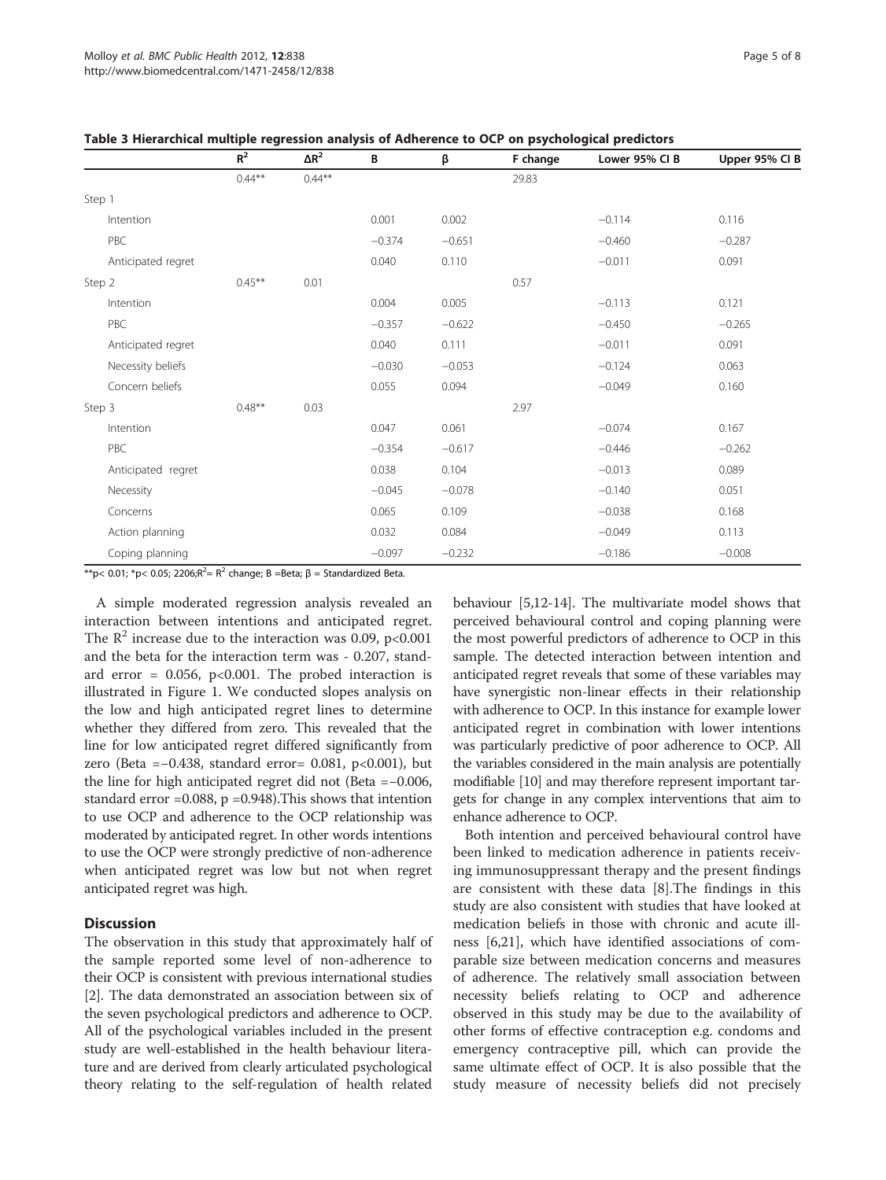**Table 3 Hierarchical multiple regression analysis of Adherence to OCP on psychological predictors**

| | $R^2$ | $\Delta R^2$ | B | β | F change | Lower 95% CI B | Upper 95% CI B |
|---|---|---|---|---|---|---|---|
| | 0.44** | 0.44** | | | 29.83 | | |
| Step 1 | | | | | | | |
| Intention | | | 0.001 | 0.002 | | −0.114 | 0.116 |
| PBC | | | −0.374 | −0.651 | | −0.460 | −0.287 |
| Anticipated regret | | | 0.040 | 0.110 | | −0.011 | 0.091 |
| Step 2 | 0.45** | 0.01 | | | 0.57 | | |
| Intention | | | 0.004 | 0.005 | | −0.113 | 0.121 |
| PBC | | | −0.357 | −0.622 | | −0.450 | −0.265 |
| Anticipated regret | | | 0.040 | 0.111 | | −0.011 | 0.091 |
| Necessity beliefs | | | −0.030 | −0.053 | | −0.124 | 0.063 |
| Concern beliefs | | | 0.055 | 0.094 | | −0.049 | 0.160 |
| Step 3 | 0.48** | 0.03 | | | 2.97 | | |
| Intention | | | 0.047 | 0.061 | | −0.074 | 0.167 |
| PBC | | | −0.354 | −0.617 | | −0.446 | −0.262 |
| Anticipated regret | | | 0.038 | 0.104 | | −0.013 | 0.089 |
| Necessity | | | −0.045 | −0.078 | | −0.140 | 0.051 |
| Concerns | | | 0.065 | 0.109 | | −0.038 | 0.168 |
| Action planning | | | 0.032 | 0.084 | | −0.049 | 0.113 |
| Coping planning | | | −0.097 | −0.232 | | −0.186 | −0.008 |

**p< 0.01; *p< 0.05; 2206;$R^2$= $R^2$ change; B =Beta; β = Standardized Beta.

A simple moderated regression analysis revealed an interaction between intentions and anticipated regret. The $R^2$ increase due to the interaction was 0.09, $p<0.001$ and the beta for the interaction term was - 0.207, standard error = 0.056, $p<0.001$. The probed interaction is illustrated in Figure 1. We conducted slopes analysis on the low and high anticipated regret lines to determine whether they differed from zero. This revealed that the line for low anticipated regret differed significantly from zero (Beta =−0.438, standard error= 0.081, $p<0.001$), but the line for high anticipated regret did not (Beta =−0.006, standard error =0.088, p =0.948).This shows that intention to use OCP and adherence to the OCP relationship was moderated by anticipated regret. In other words intentions to use the OCP were strongly predictive of non-adherence when anticipated regret was low but not when regret anticipated regret was high.

## Discussion

The observation in this study that approximately half of the sample reported some level of non-adherence to their OCP is consistent with previous international studies [2]. The data demonstrated an association between six of the seven psychological predictors and adherence to OCP. All of the psychological variables included in the present study are well-established in the health behaviour literature and are derived from clearly articulated psychological theory relating to the self-regulation of health related behaviour [5,12-14]. The multivariate model shows that perceived behavioural control and coping planning were the most powerful predictors of adherence to OCP in this sample. The detected interaction between intention and anticipated regret reveals that some of these variables may have synergistic non-linear effects in their relationship with adherence to OCP. In this instance for example lower anticipated regret in combination with lower intentions was particularly predictive of poor adherence to OCP. All the variables considered in the main analysis are potentially modifiable [10] and may therefore represent important targets for change in any complex interventions that aim to enhance adherence to OCP.

Both intention and perceived behavioural control have been linked to medication adherence in patients receiving immunosuppressant therapy and the present findings are consistent with these data [8].The findings in this study are also consistent with studies that have looked at medication beliefs in those with chronic and acute illness [6,21], which have identified associations of comparable size between medication concerns and measures of adherence. The relatively small association between necessity beliefs relating to OCP and adherence observed in this study may be due to the availability of other forms of effective contraception e.g. condoms and emergency contraceptive pill, which can provide the same ultimate effect of OCP. It is also possible that the study measure of necessity beliefs did not precisely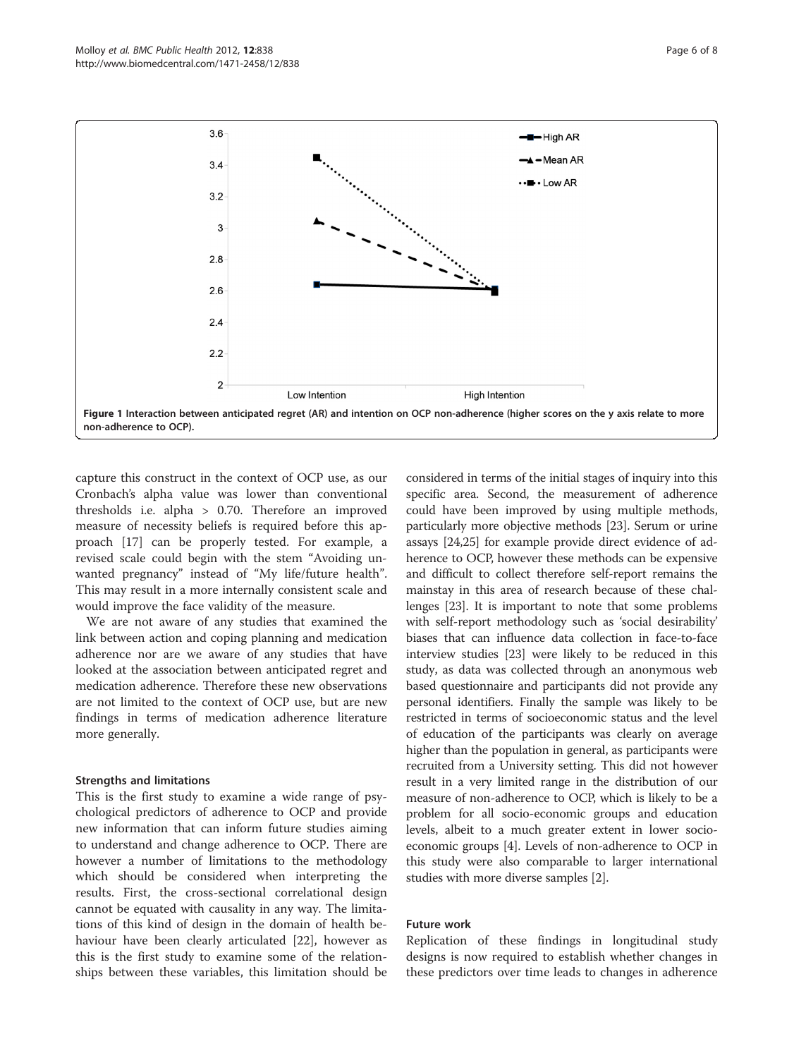3.6
3.4
3.2
3
2.8
2.6
2.4
2.2
2
Low Intention
High Intention
High AR
Mean AR
Low AR

**Figure 1 Interaction between anticipated regret (AR) and intention on OCP non-adherence (higher scores on the y axis relate to more non-adherence to OCP).**

capture this construct in the context of OCP use, as our Cronbach's alpha value was lower than conventional thresholds i.e. alpha > 0.70. Therefore an improved measure of necessity beliefs is required before this approach [17] can be properly tested. For example, a revised scale could begin with the stem "Avoiding unwanted pregnancy" instead of "My life/future health". This may result in a more internally consistent scale and would improve the face validity of the measure.

We are not aware of any studies that examined the link between action and coping planning and medication adherence nor are we aware of any studies that have looked at the association between anticipated regret and medication adherence. Therefore these new observations are not limited to the context of OCP use, but are new findings in terms of medication adherence literature more generally.

### Strengths and limitations

This is the first study to examine a wide range of psychological predictors of adherence to OCP and provide new information that can inform future studies aiming to understand and change adherence to OCP. There are however a number of limitations to the methodology which should be considered when interpreting the results. First, the cross-sectional correlational design cannot be equated with causality in any way. The limitations of this kind of design in the domain of health behaviour have been clearly articulated [22], however as this is the first study to examine some of the relationships between these variables, this limitation should be considered in terms of the initial stages of inquiry into this specific area. Second, the measurement of adherence could have been improved by using multiple methods, particularly more objective methods [23]. Serum or urine assays [24,25] for example provide direct evidence of adherence to OCP, however these methods can be expensive and difficult to collect therefore self-report remains the mainstay in this area of research because of these challenges [23]. It is important to note that some problems with self-report methodology such as 'social desirability' biases that can influence data collection in face-to-face interview studies [23] were likely to be reduced in this study, as data was collected through an anonymous web based questionnaire and participants did not provide any personal identifiers. Finally the sample was likely to be restricted in terms of socioeconomic status and the level of education of the participants was clearly on average higher than the population in general, as participants were recruited from a University setting. This did not however result in a very limited range in the distribution of our measure of non-adherence to OCP, which is likely to be a problem for all socio-economic groups and education levels, albeit to a much greater extent in lower socio-economic groups [4]. Levels of non-adherence to OCP in this study were also comparable to larger international studies with more diverse samples [2].

### Future work

Replication of these findings in longitudinal study designs is now required to establish whether changes in these predictors over time leads to changes in adherence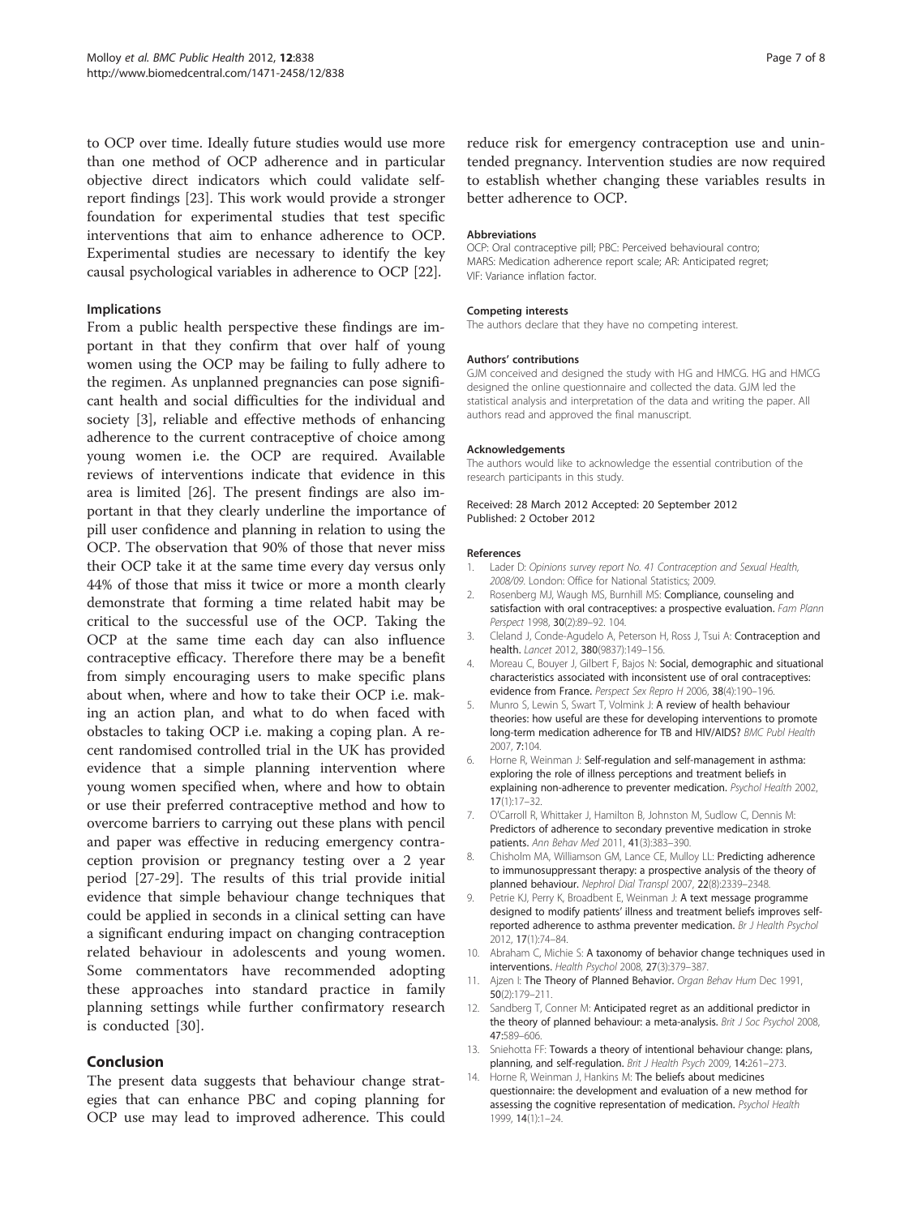to OCP over time. Ideally future studies would use more than one method of OCP adherence and in particular objective direct indicators which could validate self-report findings [23]. This work would provide a stronger foundation for experimental studies that test specific interventions that aim to enhance adherence to OCP. Experimental studies are necessary to identify the key causal psychological variables in adherence to OCP [22].

### Implications

From a public health perspective these findings are important in that they confirm that over half of young women using the OCP may be failing to fully adhere to the regimen. As unplanned pregnancies can pose significant health and social difficulties for the individual and society [3], reliable and effective methods of enhancing adherence to the current contraceptive of choice among young women i.e. the OCP are required. Available reviews of interventions indicate that evidence in this area is limited [26]. The present findings are also important in that they clearly underline the importance of pill user confidence and planning in relation to using the OCP. The observation that 90% of those that never miss their OCP take it at the same time every day versus only 44% of those that miss it twice or more a month clearly demonstrate that forming a time related habit may be critical to the successful use of the OCP. Taking the OCP at the same time each day can also influence contraceptive efficacy. Therefore there may be a benefit from simply encouraging users to make specific plans about when, where and how to take their OCP i.e. making an action plan, and what to do when faced with obstacles to taking OCP i.e. making a coping plan. A recent randomised controlled trial in the UK has provided evidence that a simple planning intervention where young women specified when, where and how to obtain or use their preferred contraceptive method and how to overcome barriers to carrying out these plans with pencil and paper was effective in reducing emergency contraception provision or pregnancy testing over a 2 year period [27-29]. The results of this trial provide initial evidence that simple behaviour change techniques that could be applied in seconds in a clinical setting can have a significant enduring impact on changing contraception related behaviour in adolescents and young women. Some commentators have recommended adopting these approaches into standard practice in family planning settings while further confirmatory research is conducted [30].

## Conclusion

The present data suggests that behaviour change strategies that can enhance PBC and coping planning for OCP use may lead to improved adherence. This could reduce risk for emergency contraception use and unintended pregnancy. Intervention studies are now required to establish whether changing these variables results in better adherence to OCP.

#### Abbreviations

OCP: Oral contraceptive pill; PBC: Perceived behavioural contro; MARS: Medication adherence report scale; AR: Anticipated regret; VIF: Variance inflation factor.

#### Competing interests

The authors declare that they have no competing interest.

#### Authors' contributions

GJM conceived and designed the study with HG and HMCG. HG and HMCG designed the online questionnaire and collected the data. GJM led the statistical analysis and interpretation of the data and writing the paper. All authors read and approved the final manuscript.

#### Acknowledgements

The authors would like to acknowledge the essential contribution of the research participants in this study.

Received: 28 March 2012 Accepted: 20 September 2012
Published: 2 October 2012

#### References

1. Lader D: *Opinions survey report No. 41 Contraception and Sexual Health, 2008/09*. London: Office for National Statistics; 2009.
2. Rosenberg MJ, Waugh MS, Burnhill MS: **Compliance, counseling and satisfaction with oral contraceptives: a prospective evaluation.** *Fam Plann Perspect* 1998, **30**(2):89–92. 104.
3. Cleland J, Conde-Agudelo A, Peterson H, Ross J, Tsui A: **Contraception and health.** *Lancet* 2012, **380**(9837):149–156.
4. Moreau C, Bouyer J, Gilbert F, Bajos N: **Social, demographic and situational characteristics associated with inconsistent use of oral contraceptives: evidence from France.** *Perspect Sex Repro H* 2006, **38**(4):190–196.
5. Munro S, Lewin S, Swart T, Volmink J: **A review of health behaviour theories: how useful are these for developing interventions to promote long-term medication adherence for TB and HIV/AIDS?** *BMC Publ Health* 2007, **7**:104.
6. Horne R, Weinman J: **Self-regulation and self-management in asthma: exploring the role of illness perceptions and treatment beliefs in explaining non-adherence to preventer medication.** *Psychol Health* 2002, **17**(1):17–32.
7. O'Carroll R, Whittaker J, Hamilton B, Johnston M, Sudlow C, Dennis M: **Predictors of adherence to secondary preventive medication in stroke patients.** *Ann Behav Med* 2011, **41**(3):383–390.
8. Chisholm MA, Williamson GM, Lance CE, Mulloy LL: **Predicting adherence to immunosuppressant therapy: a prospective analysis of the theory of planned behaviour.** *Nephrol Dial Transpl* 2007, **22**(8):2339–2348.
9. Petrie KJ, Perry K, Broadbent E, Weinman J: **A text message programme designed to modify patients' illness and treatment beliefs improves self-reported adherence to asthma preventer medication.** *Br J Health Psychol* 2012, **17**(1):74–84.
10. Abraham C, Michie S: **A taxonomy of behavior change techniques used in interventions.** *Health Psychol* 2008, **27**(3):379–387.
11. Ajzen I: **The Theory of Planned Behavior.** *Organ Behav Hum* Dec 1991, **50**(2):179–211.
12. Sandberg T, Conner M: **Anticipated regret as an additional predictor in the theory of planned behaviour: a meta-analysis.** *Brit J Soc Psychol* 2008, **47**:589–606.
13. Sniehotta FF: **Towards a theory of intentional behaviour change: plans, planning, and self-regulation.** *Brit J Health Psych* 2009, **14**:261–273.
14. Horne R, Weinman J, Hankins M: **The beliefs about medicines questionnaire: the development and evaluation of a new method for assessing the cognitive representation of medication.** *Psychol Health* 1999, **14**(1):1–24.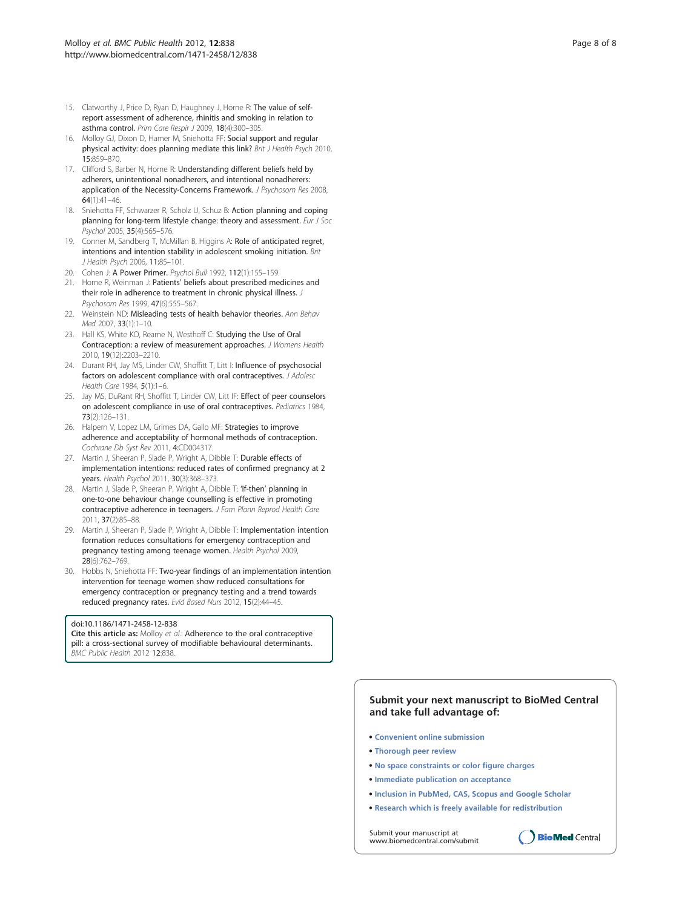15. Clatworthy J, Price D, Ryan D, Haughney J, Horne R: **The value of self-report assessment of adherence, rhinitis and smoking in relation to asthma control.** *Prim Care Respir J* 2009, **18**(4):300–305.
16. Molloy GJ, Dixon D, Hamer M, Sniehotta FF: **Social support and regular physical activity: does planning mediate this link?** *Brit J Health Psych* 2010, **15:**859–870.
17. Clifford S, Barber N, Horne R: **Understanding different beliefs held by adherers, unintentional nonadherers, and intentional nonadherers: application of the Necessity-Concerns Framework.** *J Psychosom Res* 2008, **64**(1):41–46.
18. Sniehotta FF, Schwarzer R, Scholz U, Schuz B: **Action planning and coping planning for long-term lifestyle change: theory and assessment.** *Eur J Soc Psychol* 2005, **35**(4):565–576.
19. Conner M, Sandberg T, McMillan B, Higgins A: **Role of anticipated regret, intentions and intention stability in adolescent smoking initiation.** *Brit J Health Psych* 2006, **11:**85–101.
20. Cohen J: **A Power Primer.** *Psychol Bull* 1992, **112**(1):155–159.
21. Horne R, Weinman J: **Patients' beliefs about prescribed medicines and their role in adherence to treatment in chronic physical illness.** *J Psychosom Res* 1999, **47**(6):555–567.
22. Weinstein ND: **Misleading tests of health behavior theories.** *Ann Behav Med* 2007, **33**(1):1–10.
23. Hall KS, White KO, Reame N, Westhoff C: **Studying the Use of Oral Contraception: a review of measurement approaches.** *J Womens Health* 2010, **19**(12):2203–2210.
24. Durant RH, Jay MS, Linder CW, Shoffitt T, Litt I: **Influence of psychosocial factors on adolescent compliance with oral contraceptives.** *J Adolesc Health Care* 1984, **5**(1):1–6.
25. Jay MS, DuRant RH, Shoffitt T, Linder CW, Litt IF: **Effect of peer counselors on adolescent compliance in use of oral contraceptives.** *Pediatrics* 1984, **73**(2):126–131.
26. Halpern V, Lopez LM, Grimes DA, Gallo MF: **Strategies to improve adherence and acceptability of hormonal methods of contraception.** *Cochrane Db Syst Rev* 2011, **4:**CD004317.
27. Martin J, Sheeran P, Slade P, Wright A, Dibble T: **Durable effects of implementation intentions: reduced rates of confirmed pregnancy at 2 years.** *Health Psychol* 2011, **30**(3):368–373.
28. Martin J, Slade P, Sheeran P, Wright A, Dibble T: **'If-then' planning in one-to-one behaviour change counselling is effective in promoting contraceptive adherence in teenagers.** *J Fam Plann Reprod Health Care* 2011, **37**(2):85–88.
29. Martin J, Sheeran P, Slade P, Wright A, Dibble T: **Implementation intention formation reduces consultations for emergency contraception and pregnancy testing among teenage women.** *Health Psychol* 2009, **28**(6):762–769.
30. Hobbs N, Sniehotta FF: **Two-year findings of an implementation intention intervention for teenage women show reduced consultations for emergency contraception or pregnancy testing and a trend towards reduced pregnancy rates.** *Evid Based Nurs* 2012, **15**(2):44–45.

doi:10.1186/1471-2458-12-838
**Cite this article as:** Molloy *et al.*: Adherence to the oral contraceptive pill: a cross-sectional survey of modifiable behavioural determinants. *BMC Public Health* 2012 **12**:838.